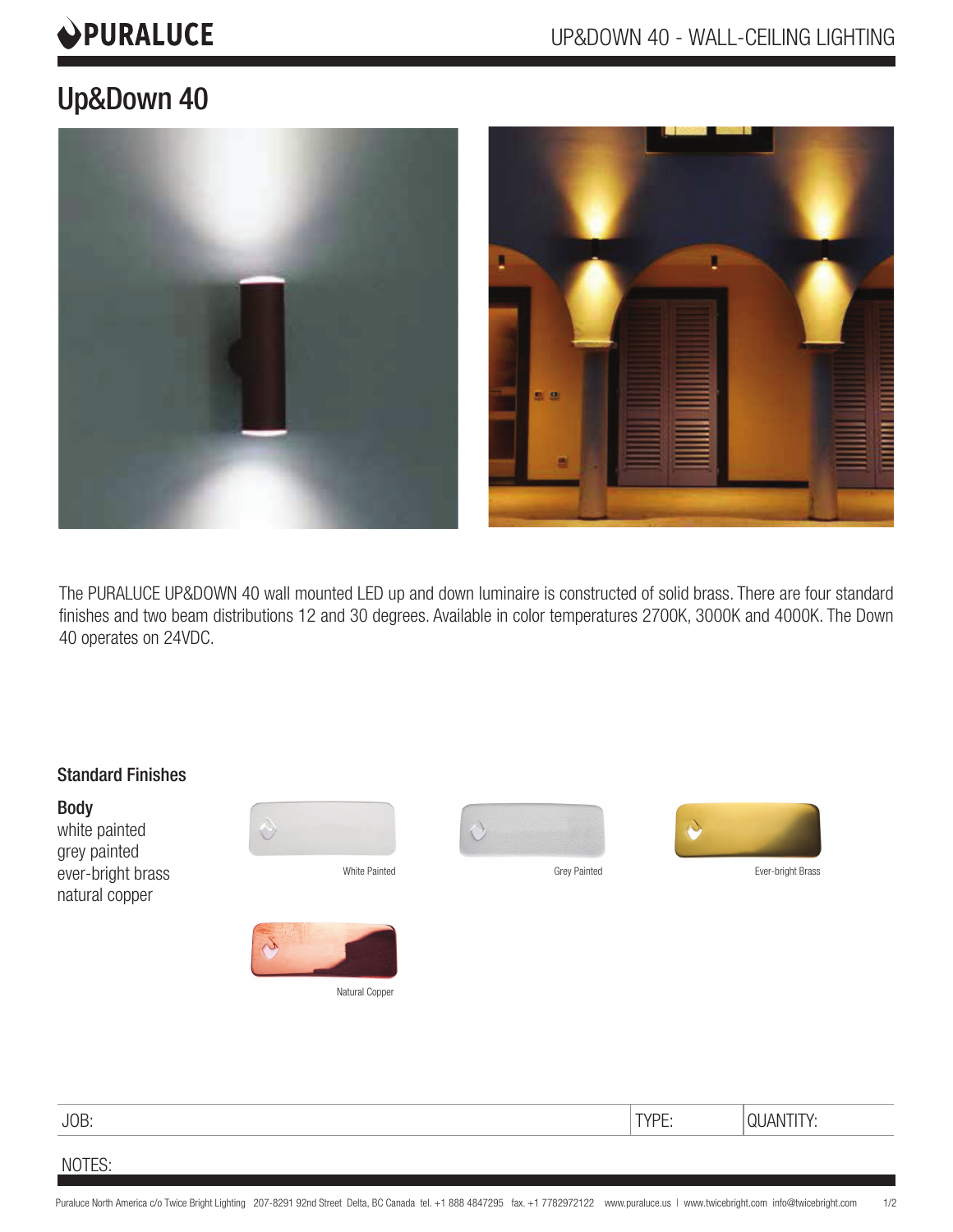# Up&Down 40

The PURALUCE UP&DOWN 40 wall mounted LED up and down luminaire is constructed of solid brass. There are four standard finishes and two beam distributions 12 and 30 degrees. Available in color temperatures 2700K, 3000K and 4000K. The Down 40 operates on 24VDC.

## Standard Finishes

**Body**
white painted
grey painted
ever-bright brass
natural copper

White Painted

Grey Painted

Ever-bright Brass

Natural Copper

| JOB: | TYPE: | QUANTITY: |
|---|---|---|

NOTES:

Puraluce North America c/o Twice Bright Lighting 207-8291 92nd Street Delta, BC Canada tel. +1 888 4847295 fax. +1 7782972122 www.puraluce.us | www.twicebright.com info@twicebright.com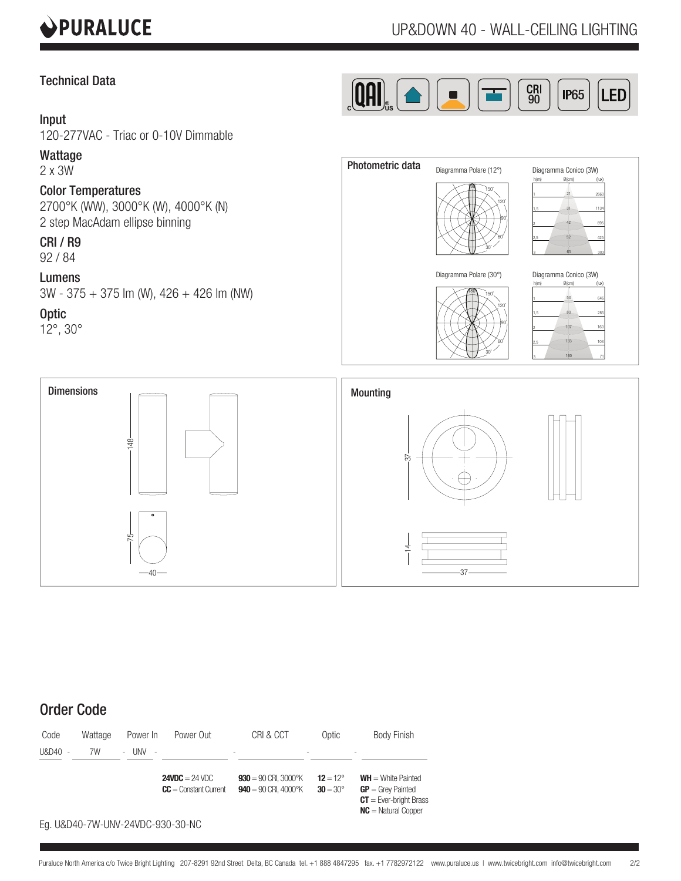# UP&DOWN 40 - WALL-CEILING LIGHTING

## Technical Data

CRI 90 IP65 LED

### Input
120-277VAC - Triac or 0-10V Dimmable

### Wattage
2 x 3W

### Color Temperatures
2700°K (WW), 3000°K (W), 4000°K (N)
2 step MacAdam ellipse binning

### CRI / R9
92 / 84

### Lumens
3W - 375 + 375 lm (W), 426 + 426 lm (NW)

### Optic
12°, 30°

## Photometric data

Diagramma Polare (12°)

Diagramma Conico (3W)

h(m) Ø(cm) (lux)

1 21 2660

1,5 31 1134

2 42 695

2,5 52 425

3 63 303

Diagramma Polare (30°)

Diagramma Conico (3W)

h(m) Ø(cm) (lux)

1 53 646

1,5 80 285

2 107 160

2,5 133 103

3 160 71

## Dimensions

148

75

40

## Mounting

37

14

37

## Order Code

| Code | Wattage | Power In | Power Out | CRI & CCT | Optic | Body Finish |
|---|---|---|---|---|---|---|
| U&D40 - | 7W | - UNV - | | - | - | - |
| | | | **24VDC** = 24 VDC<br>**CC** = Constant Current | **930** = 90 CRI, 3000°K<br>**940** = 90 CRI, 4000°K | **12** = 12°<br>**30** = 30° | **WH** = White Painted<br>**GP** = Grey Painted<br>**CT** = Ever-bright Brass<br>**NC** = Natural Copper |

Eg. U&D40-7W-UNV-24VDC-930-30-NC

Puraluce North America c/o Twice Bright Lighting 207-8291 92nd Street Delta, BC Canada tel. +1 888 4847295 fax. +1 7782972122 www.puraluce.us | www.twicebright.com info@twicebright.com